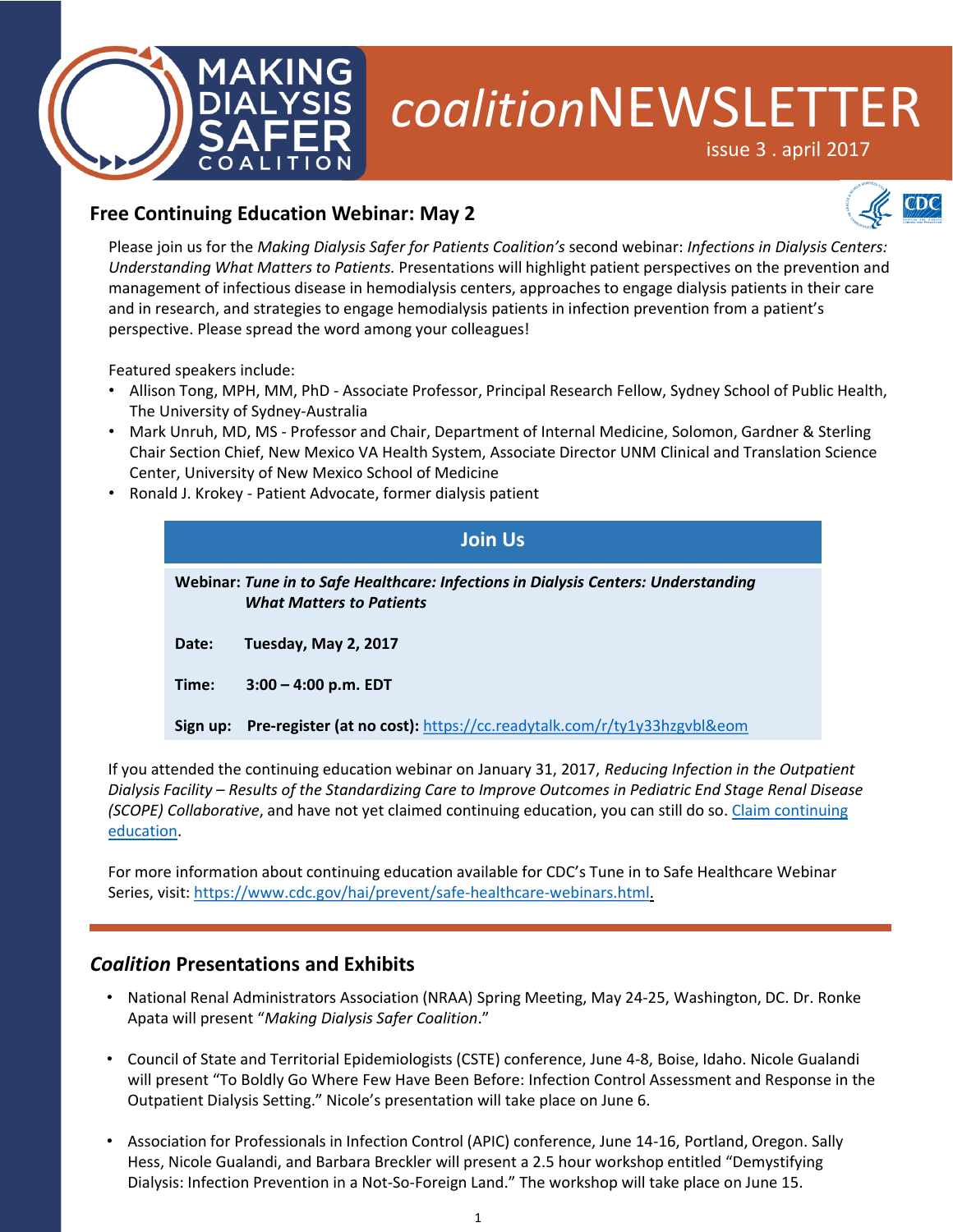# Making Dialysis Safer Coalition

# *coalition*NEWSLETTER

issue 3 . april 2017

## Free Continuing Education Webinar: May 2

Please join us for the *Making Dialysis Safer for Patients Coalition's* second webinar: *Infections in Dialysis Centers: Understanding What Matters to Patients.* Presentations will highlight patient perspectives on the prevention and management of infectious disease in hemodialysis centers, approaches to engage dialysis patients in their care and in research, and strategies to engage hemodialysis patients in infection prevention from a patient's perspective. Please spread the word among your colleagues!

Featured speakers include:

- Allison Tong, MPH, MM, PhD - Associate Professor, Principal Research Fellow, Sydney School of Public Health, The University of Sydney-Australia
- Mark Unruh, MD, MS - Professor and Chair, Department of Internal Medicine, Solomon, Gardner & Sterling Chair Section Chief, New Mexico VA Health System, Associate Director UNM Clinical and Translation Science Center, University of New Mexico School of Medicine
- Ronald J. Krokey - Patient Advocate, former dialysis patient

| Join Us | |
|---|---|
| **Webinar:** | ***Tune in to Safe Healthcare: Infections in Dialysis Centers: Understanding What Matters to Patients*** |
| **Date:** | **Tuesday, May 2, 2017** |
| **Time:** | **3:00 – 4:00 p.m. EDT** |
| **Sign up:** | **Pre-register (at no cost):** https://cc.readytalk.com/r/ty1y33hzgvbl&eom |

If you attended the continuing education webinar on January 31, 2017, *Reducing Infection in the Outpatient Dialysis Facility – Results of the Standardizing Care to Improve Outcomes in Pediatric End Stage Renal Disease (SCOPE) Collaborative*, and have not yet claimed continuing education, you can still do so. Claim continuing education.

For more information about continuing education available for CDC's Tune in to Safe Healthcare Webinar Series, visit: https://www.cdc.gov/hai/prevent/safe-healthcare-webinars.html.

## *Coalition* Presentations and Exhibits

- National Renal Administrators Association (NRAA) Spring Meeting, May 24-25, Washington, DC. Dr. Ronke Apata will present "*Making Dialysis Safer Coalition*."
- Council of State and Territorial Epidemiologists (CSTE) conference, June 4-8, Boise, Idaho. Nicole Gualandi will present "To Boldly Go Where Few Have Been Before: Infection Control Assessment and Response in the Outpatient Dialysis Setting." Nicole's presentation will take place on June 6.
- Association for Professionals in Infection Control (APIC) conference, June 14-16, Portland, Oregon. Sally Hess, Nicole Gualandi, and Barbara Breckler will present a 2.5 hour workshop entitled "Demystifying Dialysis: Infection Prevention in a Not-So-Foreign Land." The workshop will take place on June 15.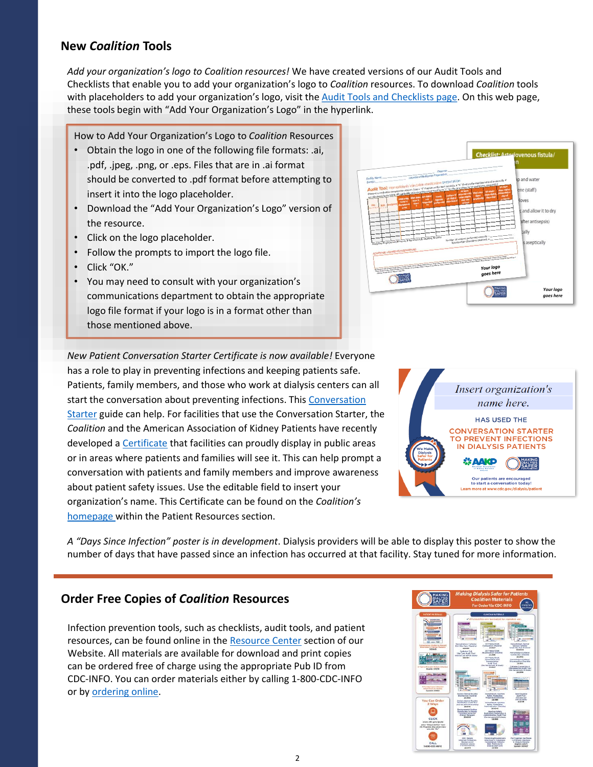## New *Coalition* Tools

*Add your organization's logo to Coalition resources!* We have created versions of our Audit Tools and Checklists that enable you to add your organization's logo to *Coalition* resources. To download *Coalition* tools with placeholders to add your organization's logo, visit the Audit Tools and Checklists page. On this web page, these tools begin with "Add Your Organization's Logo" in the hyperlink.

How to Add Your Organization's Logo to *Coalition* Resources

- Obtain the logo in one of the following file formats: .ai, .pdf, .jpeg, .png, or .eps. Files that are in .ai format should be converted to .pdf format before attempting to insert it into the logo placeholder.
- Download the "Add Your Organization's Logo" version of the resource.
- Click on the logo placeholder.
- Follow the prompts to import the logo file.
- Click "OK."
- You may need to consult with your organization's communications department to obtain the appropriate logo file format if your logo is in a format other than those mentioned above.

*New Patient Conversation Starter Certificate is now available!* Everyone has a role to play in preventing infections and keeping patients safe. Patients, family members, and those who work at dialysis centers can all start the conversation about preventing infections. This Conversation Starter guide can help. For facilities that use the Conversation Starter, the *Coalition* and the American Association of Kidney Patients have recently developed a Certificate that facilities can proudly display in public areas or in areas where patients and families will see it. This can help prompt a conversation with patients and family members and improve awareness about patient safety issues. Use the editable field to insert your organization's name. This Certificate can be found on the *Coalition's* homepage within the Patient Resources section.

*A "Days Since Infection" poster is in development*. Dialysis providers will be able to display this poster to show the number of days that have passed since an infection has occurred at that facility. Stay tuned for more information.

## Order Free Copies of *Coalition* Resources

Infection prevention tools, such as checklists, audit tools, and patient resources, can be found online in the Resource Center section of our Website. All materials are available for download and print copies can be ordered free of charge using the appropriate Pub ID from CDC-INFO. You can order materials either by calling 1-800-CDC-INFO or by ordering online.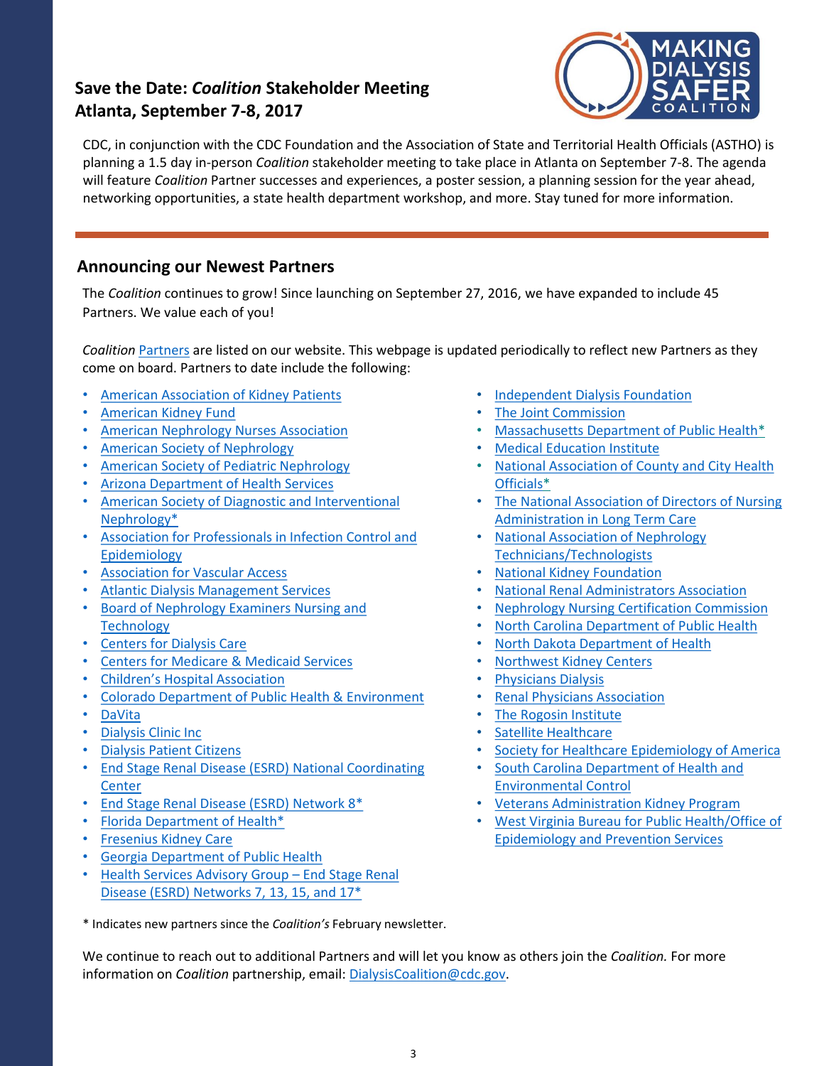## Save the Date: *Coalition* Stakeholder Meeting Atlanta, September 7-8, 2017

CDC, in conjunction with the CDC Foundation and the Association of State and Territorial Health Officials (ASTHO) is planning a 1.5 day in-person *Coalition* stakeholder meeting to take place in Atlanta on September 7-8. The agenda will feature *Coalition* Partner successes and experiences, a poster session, a planning session for the year ahead, networking opportunities, a state health department workshop, and more. Stay tuned for more information.

## Announcing our Newest Partners

The *Coalition* continues to grow! Since launching on September 27, 2016, we have expanded to include 45 Partners. We value each of you!

*Coalition* Partners are listed on our website. This webpage is updated periodically to reflect new Partners as they come on board. Partners to date include the following:

- American Association of Kidney Patients
- American Kidney Fund
- American Nephrology Nurses Association
- American Society of Nephrology
- American Society of Pediatric Nephrology
- Arizona Department of Health Services
- American Society of Diagnostic and Interventional Nephrology*
- Association for Professionals in Infection Control and Epidemiology
- Association for Vascular Access
- Atlantic Dialysis Management Services
- Board of Nephrology Examiners Nursing and Technology
- Centers for Dialysis Care
- Centers for Medicare & Medicaid Services
- Children's Hospital Association
- Colorado Department of Public Health & Environment
- DaVita
- Dialysis Clinic Inc
- Dialysis Patient Citizens
- End Stage Renal Disease (ESRD) National Coordinating Center
- End Stage Renal Disease (ESRD) Network 8*
- Florida Department of Health*
- Fresenius Kidney Care
- Georgia Department of Public Health
- Health Services Advisory Group – End Stage Renal Disease (ESRD) Networks 7, 13, 15, and 17*
- Independent Dialysis Foundation
- The Joint Commission
- Massachusetts Department of Public Health*
- Medical Education Institute
- National Association of County and City Health Officials*
- The National Association of Directors of Nursing Administration in Long Term Care
- National Association of Nephrology Technicians/Technologists
- National Kidney Foundation
- National Renal Administrators Association
- Nephrology Nursing Certification Commission
- North Carolina Department of Public Health
- North Dakota Department of Health
- Northwest Kidney Centers
- Physicians Dialysis
- Renal Physicians Association
- The Rogosin Institute
- Satellite Healthcare
- Society for Healthcare Epidemiology of America
- South Carolina Department of Health and Environmental Control
- Veterans Administration Kidney Program
- West Virginia Bureau for Public Health/Office of Epidemiology and Prevention Services

\* Indicates new partners since the *Coalition's* February newsletter.

We continue to reach out to additional Partners and will let you know as others join the *Coalition.* For more information on *Coalition* partnership, email: DialysisCoalition@cdc.gov.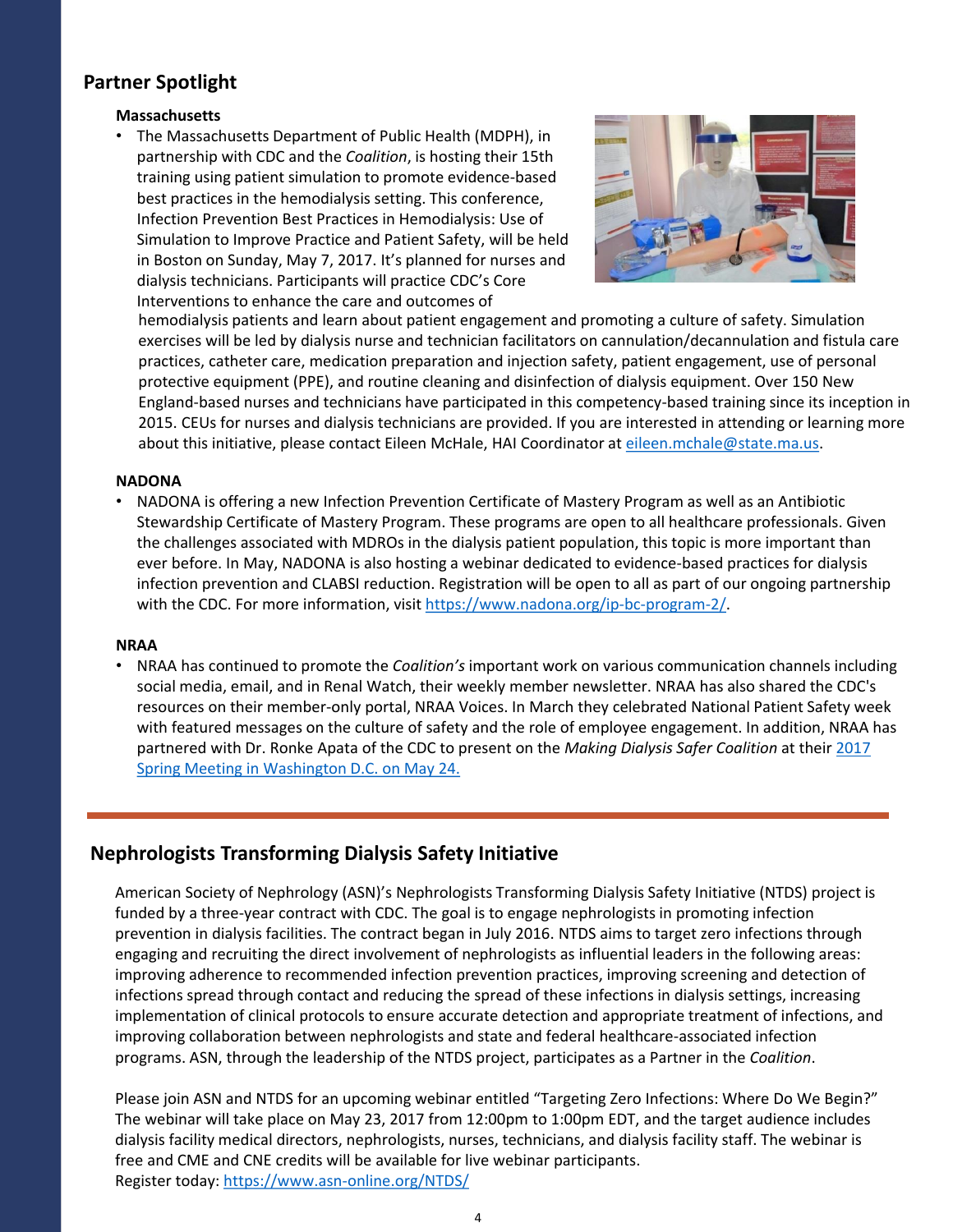## Partner Spotlight

**Massachusetts**

- The Massachusetts Department of Public Health (MDPH), in partnership with CDC and the *Coalition*, is hosting their 15th training using patient simulation to promote evidence-based best practices in the hemodialysis setting. This conference, Infection Prevention Best Practices in Hemodialysis: Use of Simulation to Improve Practice and Patient Safety, will be held in Boston on Sunday, May 7, 2017. It's planned for nurses and dialysis technicians. Participants will practice CDC's Core Interventions to enhance the care and outcomes of hemodialysis patients and learn about patient engagement and promoting a culture of safety. Simulation exercises will be led by dialysis nurse and technician facilitators on cannulation/decannulation and fistula care practices, catheter care, medication preparation and injection safety, patient engagement, use of personal protective equipment (PPE), and routine cleaning and disinfection of dialysis equipment. Over 150 New England-based nurses and technicians have participated in this competency-based training since its inception in 2015. CEUs for nurses and dialysis technicians are provided. If you are interested in attending or learning more about this initiative, please contact Eileen McHale, HAI Coordinator at eileen.mchale@state.ma.us.

**NADONA**

- NADONA is offering a new Infection Prevention Certificate of Mastery Program as well as an Antibiotic Stewardship Certificate of Mastery Program. These programs are open to all healthcare professionals. Given the challenges associated with MDROs in the dialysis patient population, this topic is more important than ever before. In May, NADONA is also hosting a webinar dedicated to evidence-based practices for dialysis infection prevention and CLABSI reduction. Registration will be open to all as part of our ongoing partnership with the CDC. For more information, visit https://www.nadona.org/ip-bc-program-2/.

**NRAA**

- NRAA has continued to promote the *Coalition's* important work on various communication channels including social media, email, and in Renal Watch, their weekly member newsletter. NRAA has also shared the CDC's resources on their member-only portal, NRAA Voices. In March they celebrated National Patient Safety week with featured messages on the culture of safety and the role of employee engagement. In addition, NRAA has partnered with Dr. Ronke Apata of the CDC to present on the *Making Dialysis Safer Coalition* at their 2017 Spring Meeting in Washington D.C. on May 24.

## Nephrologists Transforming Dialysis Safety Initiative

American Society of Nephrology (ASN)'s Nephrologists Transforming Dialysis Safety Initiative (NTDS) project is funded by a three-year contract with CDC. The goal is to engage nephrologists in promoting infection prevention in dialysis facilities. The contract began in July 2016. NTDS aims to target zero infections through engaging and recruiting the direct involvement of nephrologists as influential leaders in the following areas: improving adherence to recommended infection prevention practices, improving screening and detection of infections spread through contact and reducing the spread of these infections in dialysis settings, increasing implementation of clinical protocols to ensure accurate detection and appropriate treatment of infections, and improving collaboration between nephrologists and state and federal healthcare-associated infection programs. ASN, through the leadership of the NTDS project, participates as a Partner in the *Coalition*.

Please join ASN and NTDS for an upcoming webinar entitled "Targeting Zero Infections: Where Do We Begin?" The webinar will take place on May 23, 2017 from 12:00pm to 1:00pm EDT, and the target audience includes dialysis facility medical directors, nephrologists, nurses, technicians, and dialysis facility staff. The webinar is free and CME and CNE credits will be available for live webinar participants.
Register today: https://www.asn-online.org/NTDS/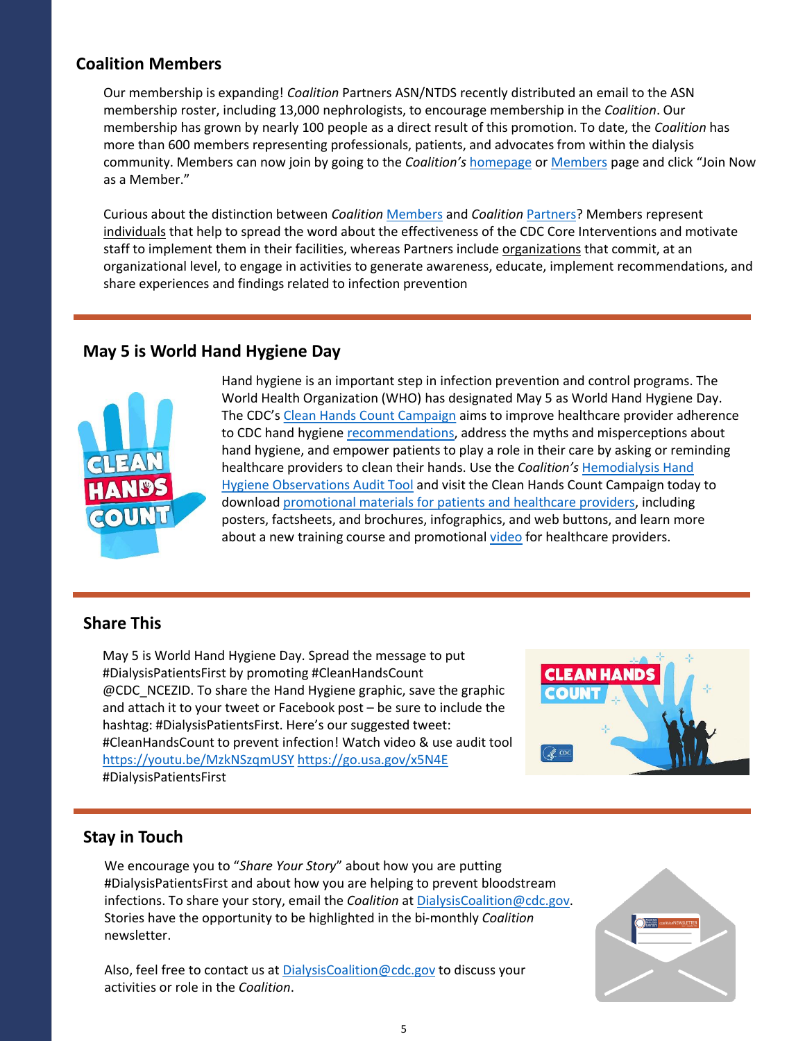## Coalition Members

Our membership is expanding! *Coalition* Partners ASN/NTDS recently distributed an email to the ASN membership roster, including 13,000 nephrologists, to encourage membership in the *Coalition*. Our membership has grown by nearly 100 people as a direct result of this promotion. To date, the *Coalition* has more than 600 members representing professionals, patients, and advocates from within the dialysis community. Members can now join by going to the *Coalition's* homepage or Members page and click "Join Now as a Member."

Curious about the distinction between *Coalition* Members and *Coalition* Partners? Members represent individuals that help to spread the word about the effectiveness of the CDC Core Interventions and motivate staff to implement them in their facilities, whereas Partners include organizations that commit, at an organizational level, to engage in activities to generate awareness, educate, implement recommendations, and share experiences and findings related to infection prevention

## May 5 is World Hand Hygiene Day

Hand hygiene is an important step in infection prevention and control programs. The World Health Organization (WHO) has designated May 5 as World Hand Hygiene Day. The CDC's Clean Hands Count Campaign aims to improve healthcare provider adherence to CDC hand hygiene recommendations, address the myths and misperceptions about hand hygiene, and empower patients to play a role in their care by asking or reminding healthcare providers to clean their hands. Use the *Coalition's* Hemodialysis Hand Hygiene Observations Audit Tool and visit the Clean Hands Count Campaign today to download promotional materials for patients and healthcare providers, including posters, factsheets, and brochures, infographics, and web buttons, and learn more about a new training course and promotional video for healthcare providers.

## Share This

May 5 is World Hand Hygiene Day. Spread the message to put #DialysisPatientsFirst by promoting #CleanHandsCount @CDC_NCEZID. To share the Hand Hygiene graphic, save the graphic and attach it to your tweet or Facebook post – be sure to include the hashtag: #DialysisPatientsFirst. Here's our suggested tweet: #CleanHandsCount to prevent infection! Watch video & use audit tool https://youtu.be/MzkNSzqmUSY https://go.usa.gov/x5N4E #DialysisPatientsFirst

## Stay in Touch

We encourage you to "*Share Your Story*" about how you are putting #DialysisPatientsFirst and about how you are helping to prevent bloodstream infections. To share your story, email the *Coalition* at DialysisCoalition@cdc.gov. Stories have the opportunity to be highlighted in the bi-monthly *Coalition* newsletter.

Also, feel free to contact us at DialysisCoalition@cdc.gov to discuss your activities or role in the *Coalition*.